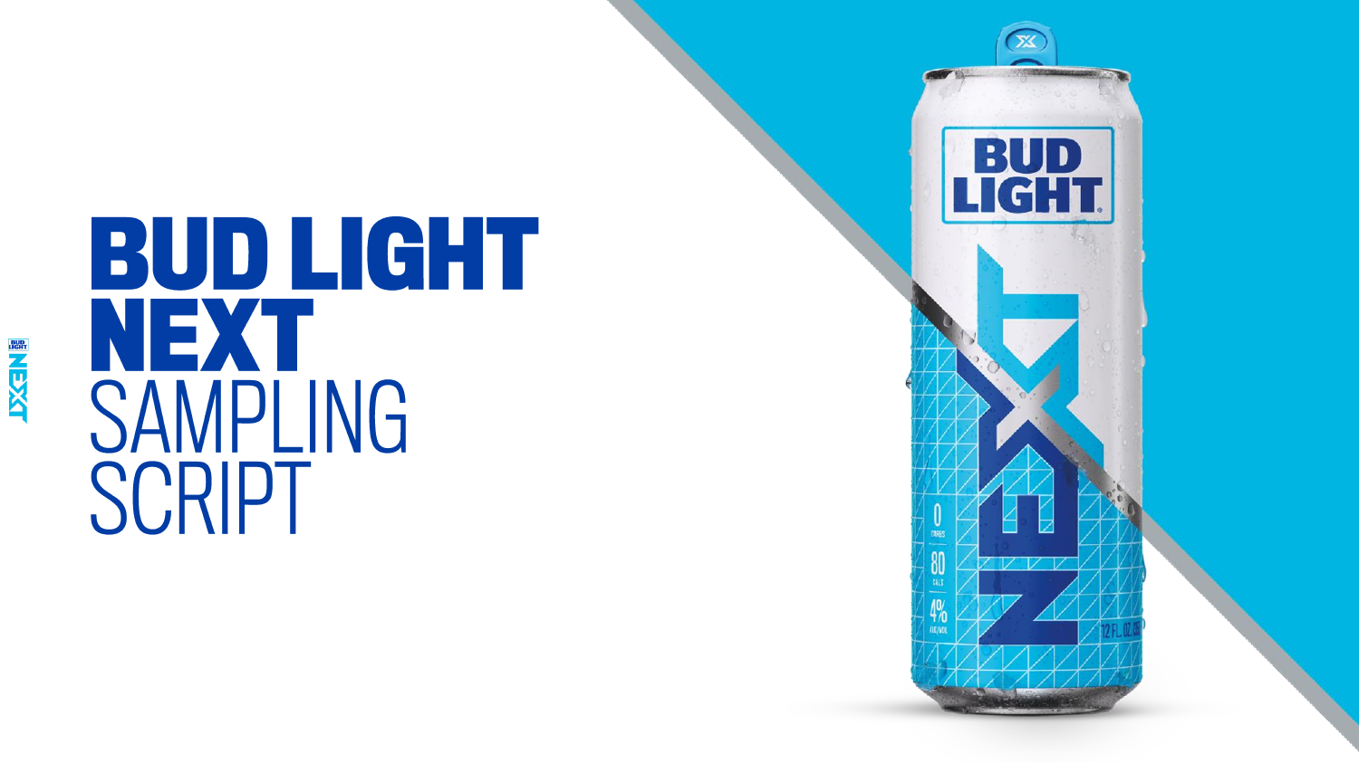# BUD LIGHT NEXT SAMPLING SCRIPT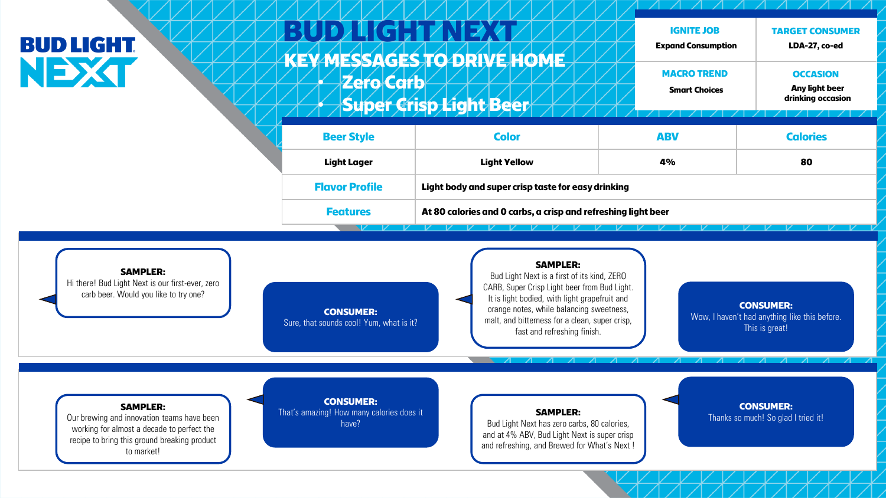# BUD LIGHT NEXT

## KEY MESSAGES TO DRIVE HOME

- Zero Carb
- Super Crisp Light Beer

| IGNITE JOB | TARGET CONSUMER |
| --- | --- |
| Expand Consumption | LDA-27, co-ed |
| **MACRO TREND** | **OCCASION** |
| Smart Choices | Any light beer drinking occasion |

| Beer Style | Color | ABV | Calories |
| --- | --- | --- | --- |
| Light Lager | Light Yellow | 4% | 80 |
| **Flavor Profile** | Light body and super crisp taste for easy drinking | | |
| **Features** | At 80 calories and 0 carbs, a crisp and refreshing light beer | | |

**SAMPLER:** Hi there! Bud Light Next is our first-ever, zero carb beer. Would you like to try one?

**CONSUMER:** Sure, that sounds cool! Yum, what is it?

**SAMPLER:** Bud Light Next is a first of its kind, ZERO CARB, Super Crisp Light Beer from Bud Light. It is light bodied, with light grapefruit and orange notes, while balancing sweetness, malt, and bitterness for a clean, super crisp, fast and refreshing finish.

**CONSUMER:** Wow, I haven't had anything like this before. This is great!

**SAMPLER:** Our brewing and innovation teams have been working for almost a decade to perfect the recipe to bring this ground breaking product to market!

**CONSUMER:** That's amazing! How many calories does it have?

**SAMPLER:** Bud Light Next has zero carbs, 80 calories, and at 4% ABV, Bud Light Next is super crisp and refreshing, and Brewed for What's Next !

**CONSUMER:** Thanks so much! So glad I tried it!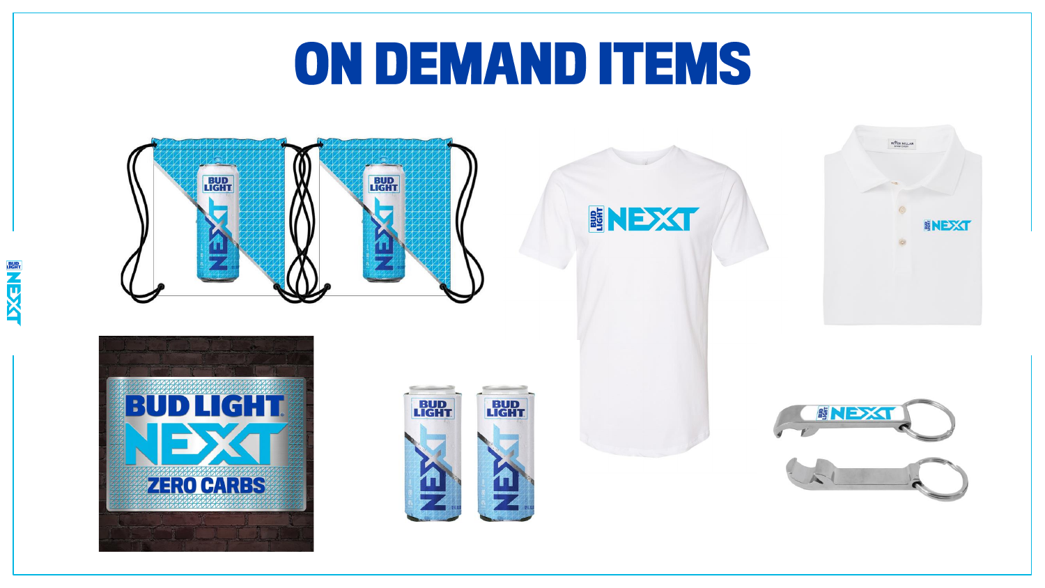# ON DEMAND ITEMS